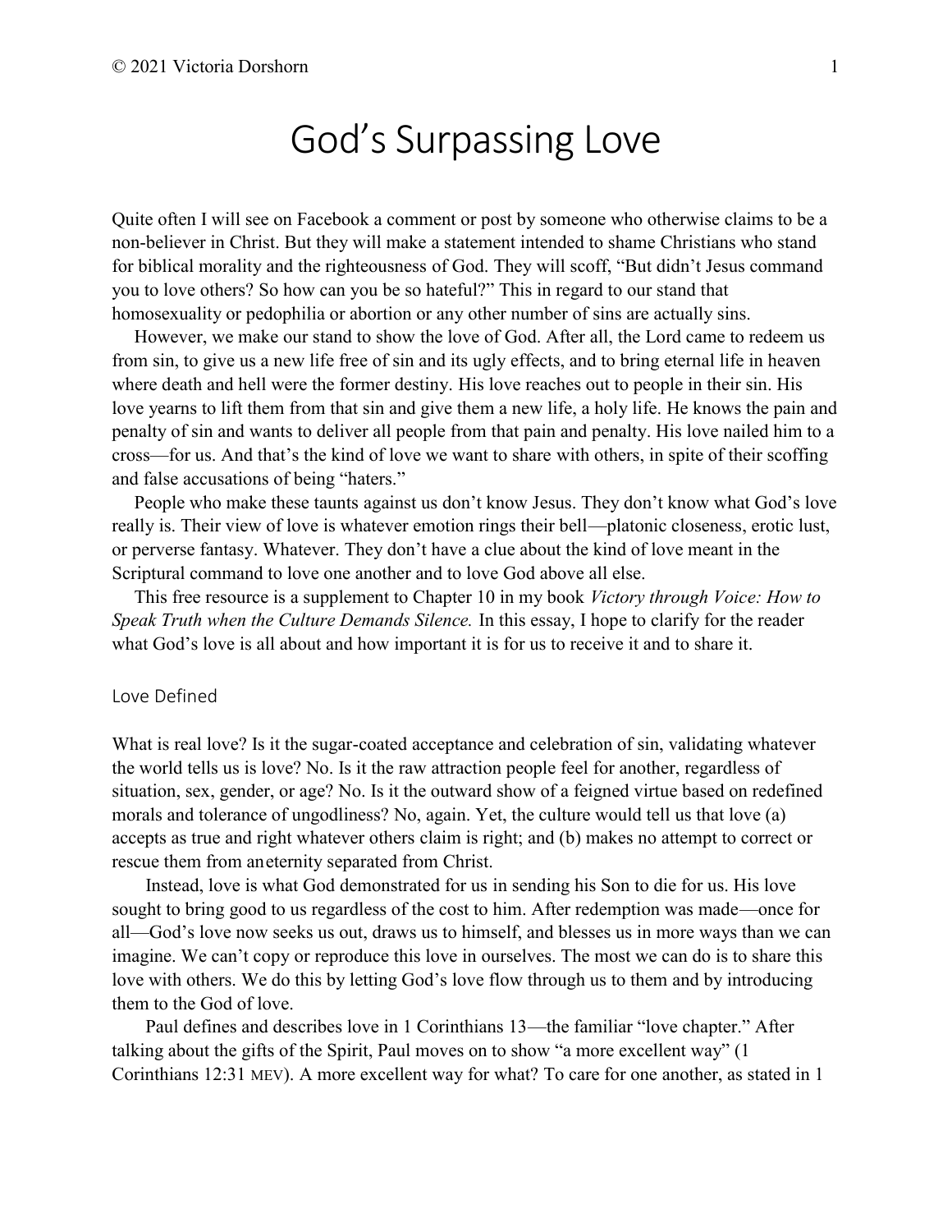# God's Surpassing Love

Quite often I will see on Facebook a comment or post by someone who otherwise claims to be a non-believer in Christ. But they will make a statement intended to shame Christians who stand for biblical morality and the righteousness of God. They will scoff, "But didn't Jesus command you to love others? So how can you be so hateful?" This in regard to our stand that homosexuality or pedophilia or abortion or any other number of sins are actually sins.

However, we make our stand to show the love of God. After all, the Lord came to redeem us from sin, to give us a new life free of sin and its ugly effects, and to bring eternal life in heaven where death and hell were the former destiny. His love reaches out to people in their sin. His love yearns to lift them from that sin and give them a new life, a holy life. He knows the pain and penalty of sin and wants to deliver all people from that pain and penalty. His love nailed him to a cross—for us. And that's the kind of love we want to share with others, in spite of their scoffing and false accusations of being "haters."

People who make these taunts against us don't know Jesus. They don't know what God's love really is. Their view of love is whatever emotion rings their bell—platonic closeness, erotic lust, or perverse fantasy. Whatever. They don't have a clue about the kind of love meant in the Scriptural command to love one another and to love God above all else.

This free resource is a supplement to Chapter 10 in my book *Victory through Voice: How to Speak Truth when the Culture Demands Silence.* In this essay, I hope to clarify for the reader what God's love is all about and how important it is for us to receive it and to share it.

## Love Defined

What is real love? Is it the sugar-coated acceptance and celebration of sin, validating whatever the world tells us is love? No. Is it the raw attraction people feel for another, regardless of situation, sex, gender, or age? No. Is it the outward show of a feigned virtue based on redefined morals and tolerance of ungodliness? No, again. Yet, the culture would tell us that love (a) accepts as true and right whatever others claim is right; and (b) makes no attempt to correct or rescue them from an eternity separated from Christ.

Instead, love is what God demonstrated for us in sending his Son to die for us. His love sought to bring good to us regardless of the cost to him. After redemption was made—once for all—God's love now seeks us out, draws us to himself, and blesses us in more ways than we can imagine. We can't copy or reproduce this love in ourselves. The most we can do is to share this love with others. We do this by letting God's love flow through us to them and by introducing them to the God of love.

Paul defines and describes love in 1 Corinthians 13—the familiar "love chapter." After talking about the gifts of the Spirit, Paul moves on to show "a more excellent way" (1 Corinthians 12:31 MEV). A more excellent way for what? To care for one another, as stated in 1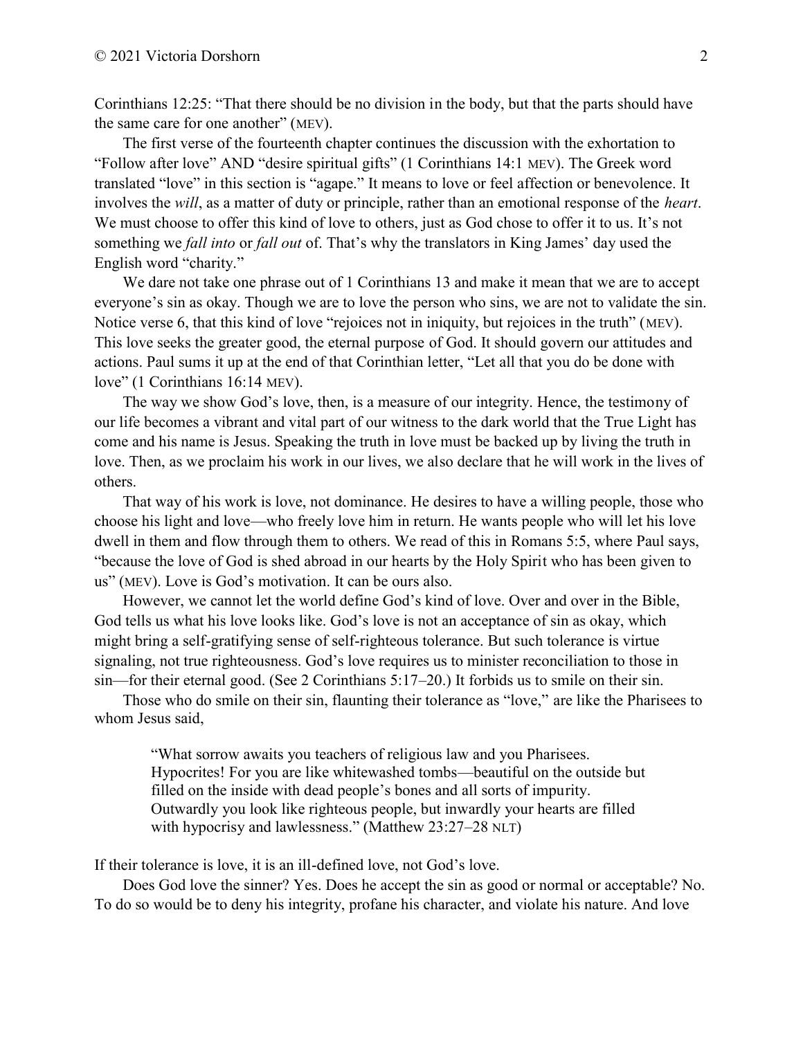Corinthians 12:25: "That there should be no division in the body, but that the parts should have the same care for one another" (MEV).

The first verse of the fourteenth chapter continues the discussion with the exhortation to "Follow after love" AND "desire spiritual gifts" (1 Corinthians 14:1 MEV). The Greek word translated "love" in this section is "agape." It means to love or feel affection or benevolence. It involves the *will*, as a matter of duty or principle, rather than an emotional response of the *heart*. We must choose to offer this kind of love to others, just as God chose to offer it to us. It's not something we *fall into* or *fall out* of. That's why the translators in King James' day used the English word "charity."

We dare not take one phrase out of 1 Corinthians 13 and make it mean that we are to accept everyone's sin as okay. Though we are to love the person who sins, we are not to validate the sin. Notice verse 6, that this kind of love "rejoices not in iniquity, but rejoices in the truth" (MEV). This love seeks the greater good, the eternal purpose of God. It should govern our attitudes and actions. Paul sums it up at the end of that Corinthian letter, "Let all that you do be done with love" (1 Corinthians 16:14 MEV).

The way we show God's love, then, is a measure of our integrity. Hence, the testimony of our life becomes a vibrant and vital part of our witness to the dark world that the True Light has come and his name is Jesus. Speaking the truth in love must be backed up by living the truth in love. Then, as we proclaim his work in our lives, we also declare that he will work in the lives of others.

That way of his work is love, not dominance. He desires to have a willing people, those who choose his light and love—who freely love him in return. He wants people who will let his love dwell in them and flow through them to others. We read of this in Romans 5:5, where Paul says, "because the love of God is shed abroad in our hearts by the Holy Spirit who has been given to us" (MEV). Love is God's motivation. It can be ours also.

However, we cannot let the world define God's kind of love. Over and over in the Bible, God tells us what his love looks like. God's love is not an acceptance of sin as okay, which might bring a self-gratifying sense of self-righteous tolerance. But such tolerance is virtue signaling, not true righteousness. God's love requires us to minister reconciliation to those in sin—for their eternal good. (See 2 Corinthians 5:17–20.) It forbids us to smile on their sin.

Those who do smile on their sin, flaunting their tolerance as "love," are like the Pharisees to whom Jesus said,

> "What sorrow awaits you teachers of religious law and you Pharisees. Hypocrites! For you are like whitewashed tombs—beautiful on the outside but filled on the inside with dead people's bones and all sorts of impurity. Outwardly you look like righteous people, but inwardly your hearts are filled with hypocrisy and lawlessness." (Matthew 23:27–28 NLT)

If their tolerance is love, it is an ill-defined love, not God's love.

Does God love the sinner? Yes. Does he accept the sin as good or normal or acceptable? No. To do so would be to deny his integrity, profane his character, and violate his nature. And love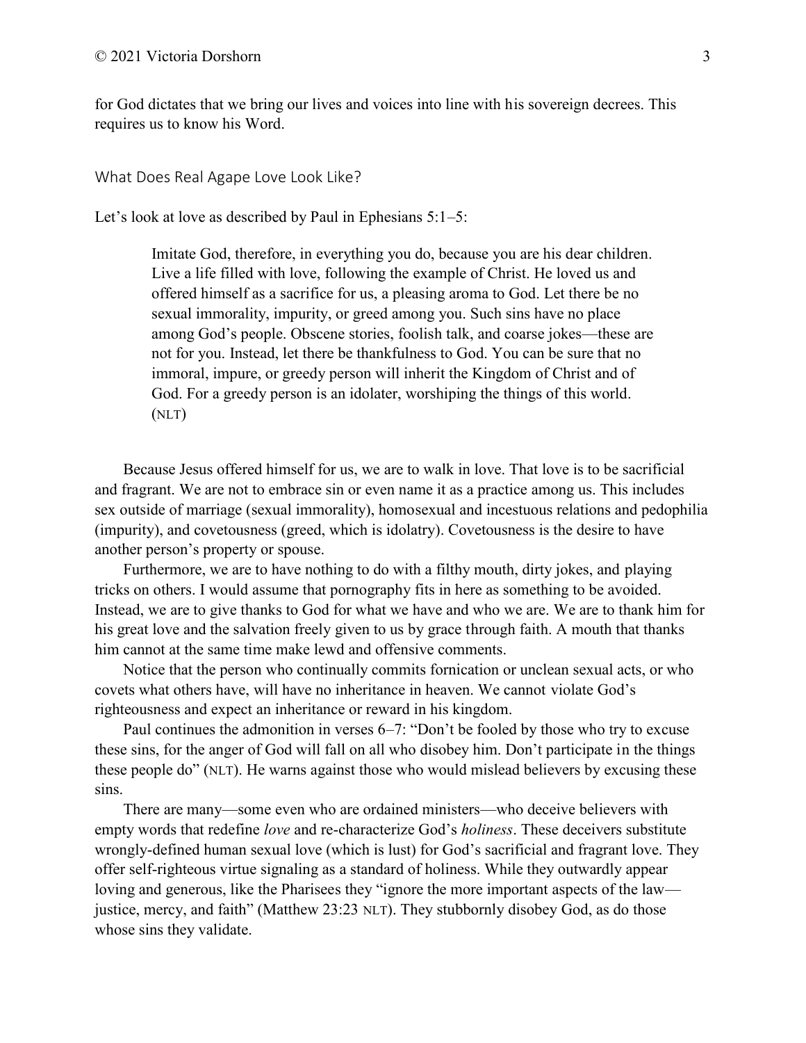for God dictates that we bring our lives and voices into line with his sovereign decrees. This requires us to know his Word.

## What Does Real Agape Love Look Like?

Let's look at love as described by Paul in Ephesians 5:1–5:

> Imitate God, therefore, in everything you do, because you are his dear children. Live a life filled with love, following the example of Christ. He loved us and offered himself as a sacrifice for us, a pleasing aroma to God. Let there be no sexual immorality, impurity, or greed among you. Such sins have no place among God's people. Obscene stories, foolish talk, and coarse jokes—these are not for you. Instead, let there be thankfulness to God. You can be sure that no immoral, impure, or greedy person will inherit the Kingdom of Christ and of God. For a greedy person is an idolater, worshiping the things of this world. (NLT)

Because Jesus offered himself for us, we are to walk in love. That love is to be sacrificial and fragrant. We are not to embrace sin or even name it as a practice among us. This includes sex outside of marriage (sexual immorality), homosexual and incestuous relations and pedophilia (impurity), and covetousness (greed, which is idolatry). Covetousness is the desire to have another person's property or spouse.

Furthermore, we are to have nothing to do with a filthy mouth, dirty jokes, and playing tricks on others. I would assume that pornography fits in here as something to be avoided. Instead, we are to give thanks to God for what we have and who we are. We are to thank him for his great love and the salvation freely given to us by grace through faith. A mouth that thanks him cannot at the same time make lewd and offensive comments.

Notice that the person who continually commits fornication or unclean sexual acts, or who covets what others have, will have no inheritance in heaven. We cannot violate God's righteousness and expect an inheritance or reward in his kingdom.

Paul continues the admonition in verses 6–7: "Don't be fooled by those who try to excuse these sins, for the anger of God will fall on all who disobey him. Don't participate in the things these people do" (NLT). He warns against those who would mislead believers by excusing these sins.

There are many—some even who are ordained ministers—who deceive believers with empty words that redefine *love* and re-characterize God's *holiness*. These deceivers substitute wrongly-defined human sexual love (which is lust) for God's sacrificial and fragrant love. They offer self-righteous virtue signaling as a standard of holiness. While they outwardly appear loving and generous, like the Pharisees they "ignore the more important aspects of the law—justice, mercy, and faith" (Matthew 23:23 NLT). They stubbornly disobey God, as do those whose sins they validate.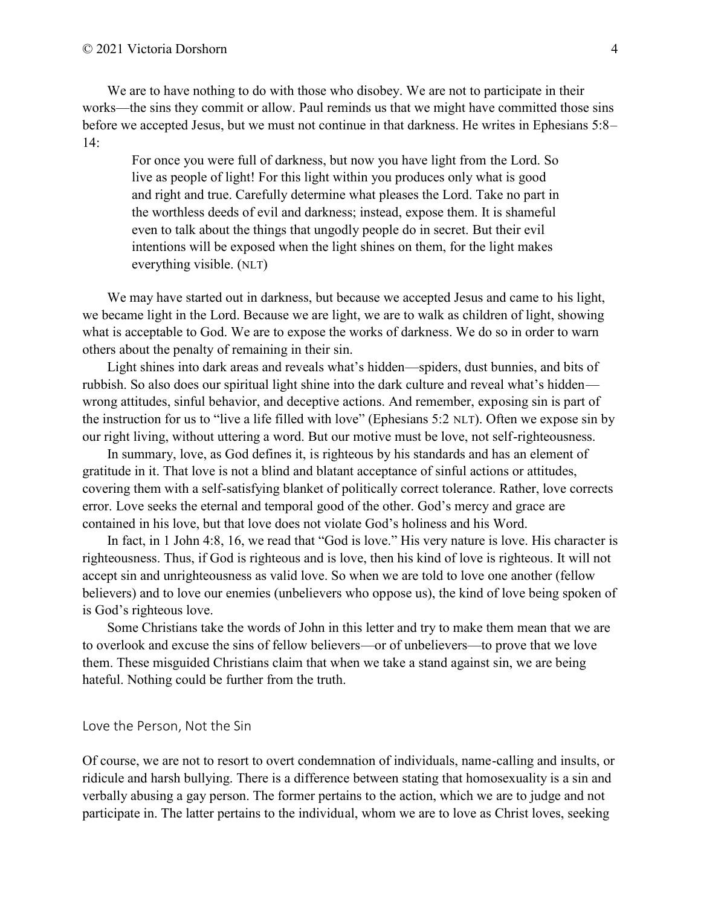We are to have nothing to do with those who disobey. We are not to participate in their works—the sins they commit or allow. Paul reminds us that we might have committed those sins before we accepted Jesus, but we must not continue in that darkness. He writes in Ephesians 5:8–14:

> For once you were full of darkness, but now you have light from the Lord. So live as people of light! For this light within you produces only what is good and right and true. Carefully determine what pleases the Lord. Take no part in the worthless deeds of evil and darkness; instead, expose them. It is shameful even to talk about the things that ungodly people do in secret. But their evil intentions will be exposed when the light shines on them, for the light makes everything visible. (NLT)

We may have started out in darkness, but because we accepted Jesus and came to his light, we became light in the Lord. Because we are light, we are to walk as children of light, showing what is acceptable to God. We are to expose the works of darkness. We do so in order to warn others about the penalty of remaining in their sin.

Light shines into dark areas and reveals what's hidden—spiders, dust bunnies, and bits of rubbish. So also does our spiritual light shine into the dark culture and reveal what's hidden—wrong attitudes, sinful behavior, and deceptive actions. And remember, exposing sin is part of the instruction for us to "live a life filled with love" (Ephesians 5:2 NLT). Often we expose sin by our right living, without uttering a word. But our motive must be love, not self-righteousness.

In summary, love, as God defines it, is righteous by his standards and has an element of gratitude in it. That love is not a blind and blatant acceptance of sinful actions or attitudes, covering them with a self-satisfying blanket of politically correct tolerance. Rather, love corrects error. Love seeks the eternal and temporal good of the other. God's mercy and grace are contained in his love, but that love does not violate God's holiness and his Word.

In fact, in 1 John 4:8, 16, we read that "God is love." His very nature is love. His character is righteousness. Thus, if God is righteous and is love, then his kind of love is righteous. It will not accept sin and unrighteousness as valid love. So when we are told to love one another (fellow believers) and to love our enemies (unbelievers who oppose us), the kind of love being spoken of is God's righteous love.

Some Christians take the words of John in this letter and try to make them mean that we are to overlook and excuse the sins of fellow believers—or of unbelievers—to prove that we love them. These misguided Christians claim that when we take a stand against sin, we are being hateful. Nothing could be further from the truth.

## Love the Person, Not the Sin

Of course, we are not to resort to overt condemnation of individuals, name-calling and insults, or ridicule and harsh bullying. There is a difference between stating that homosexuality is a sin and verbally abusing a gay person. The former pertains to the action, which we are to judge and not participate in. The latter pertains to the individual, whom we are to love as Christ loves, seeking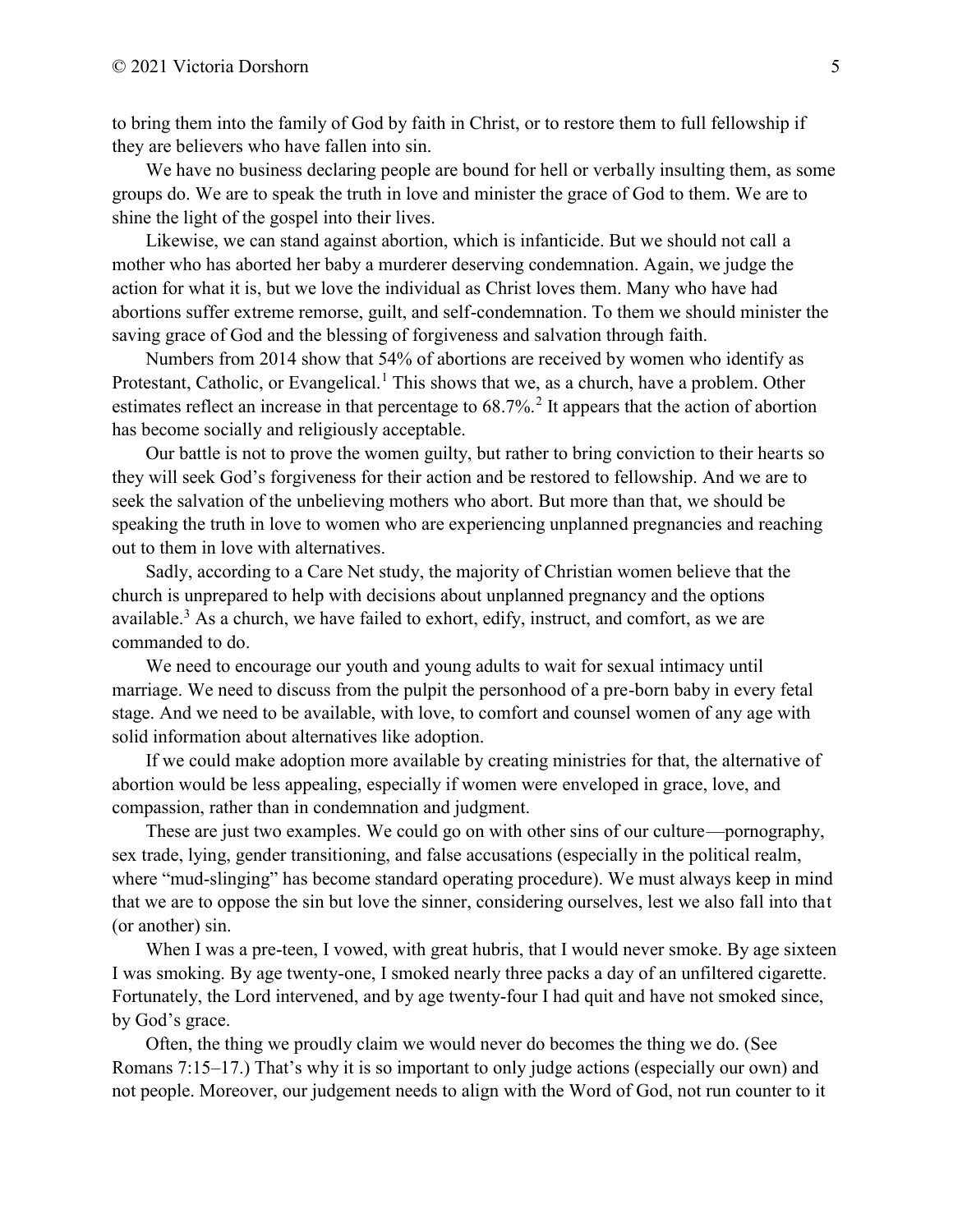to bring them into the family of God by faith in Christ, or to restore them to full fellowship if they are believers who have fallen into sin.

We have no business declaring people are bound for hell or verbally insulting them, as some groups do. We are to speak the truth in love and minister the grace of God to them. We are to shine the light of the gospel into their lives.

Likewise, we can stand against abortion, which is infanticide. But we should not call a mother who has aborted her baby a murderer deserving condemnation. Again, we judge the action for what it is, but we love the individual as Christ loves them. Many who have had abortions suffer extreme remorse, guilt, and self-condemnation. To them we should minister the saving grace of God and the blessing of forgiveness and salvation through faith.

Numbers from 2014 show that 54% of abortions are received by women who identify as Protestant, Catholic, or Evangelical.[1] This shows that we, as a church, have a problem. Other estimates reflect an increase in that percentage to 68.7%.[2] It appears that the action of abortion has become socially and religiously acceptable.

Our battle is not to prove the women guilty, but rather to bring conviction to their hearts so they will seek God's forgiveness for their action and be restored to fellowship. And we are to seek the salvation of the unbelieving mothers who abort. But more than that, we should be speaking the truth in love to women who are experiencing unplanned pregnancies and reaching out to them in love with alternatives.

Sadly, according to a Care Net study, the majority of Christian women believe that the church is unprepared to help with decisions about unplanned pregnancy and the options available.[3] As a church, we have failed to exhort, edify, instruct, and comfort, as we are commanded to do.

We need to encourage our youth and young adults to wait for sexual intimacy until marriage. We need to discuss from the pulpit the personhood of a pre-born baby in every fetal stage. And we need to be available, with love, to comfort and counsel women of any age with solid information about alternatives like adoption.

If we could make adoption more available by creating ministries for that, the alternative of abortion would be less appealing, especially if women were enveloped in grace, love, and compassion, rather than in condemnation and judgment.

These are just two examples. We could go on with other sins of our culture—pornography, sex trade, lying, gender transitioning, and false accusations (especially in the political realm, where "mud-slinging" has become standard operating procedure). We must always keep in mind that we are to oppose the sin but love the sinner, considering ourselves, lest we also fall into that (or another) sin.

When I was a pre-teen, I vowed, with great hubris, that I would never smoke. By age sixteen I was smoking. By age twenty-one, I smoked nearly three packs a day of an unfiltered cigarette. Fortunately, the Lord intervened, and by age twenty-four I had quit and have not smoked since, by God's grace.

Often, the thing we proudly claim we would never do becomes the thing we do. (See Romans 7:15–17.) That's why it is so important to only judge actions (especially our own) and not people. Moreover, our judgement needs to align with the Word of God, not run counter to it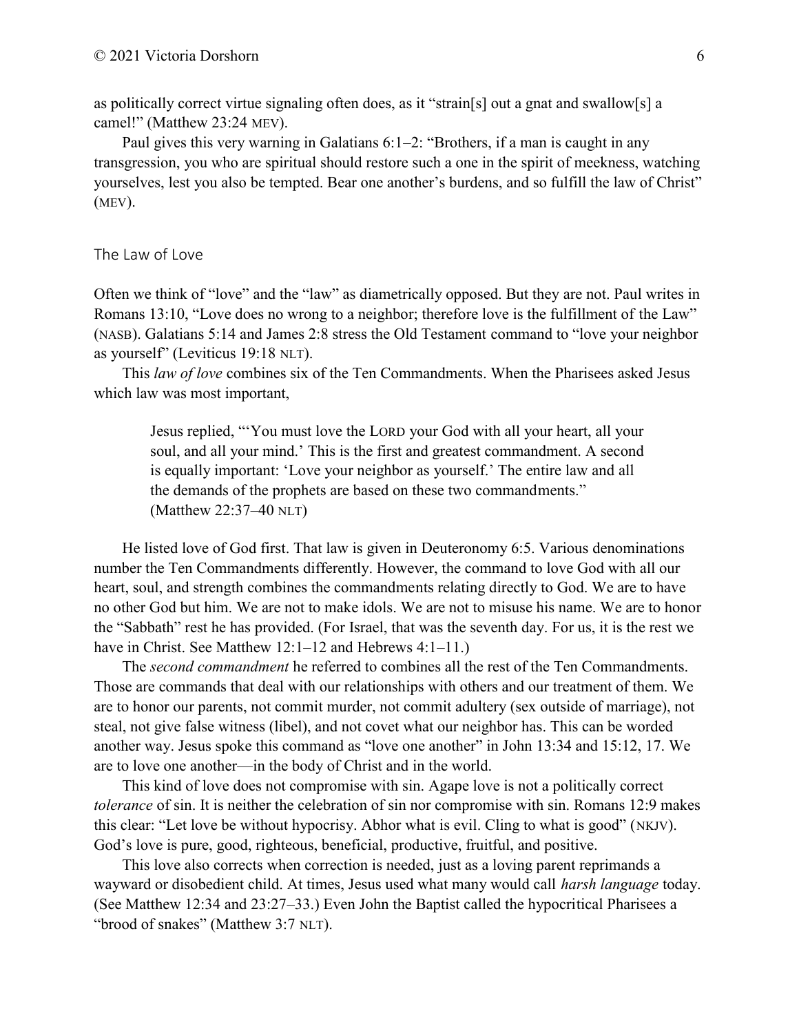as politically correct virtue signaling often does, as it "strain[s] out a gnat and swallow[s] a camel!" (Matthew 23:24 MEV).

Paul gives this very warning in Galatians 6:1–2: "Brothers, if a man is caught in any transgression, you who are spiritual should restore such a one in the spirit of meekness, watching yourselves, lest you also be tempted. Bear one another's burdens, and so fulfill the law of Christ" (MEV).

## The Law of Love

Often we think of "love" and the "law" as diametrically opposed. But they are not. Paul writes in Romans 13:10, "Love does no wrong to a neighbor; therefore love is the fulfillment of the Law" (NASB). Galatians 5:14 and James 2:8 stress the Old Testament command to "love your neighbor as yourself" (Leviticus 19:18 NLT).

This *law of love* combines six of the Ten Commandments. When the Pharisees asked Jesus which law was most important,

> Jesus replied, "'You must love the LORD your God with all your heart, all your soul, and all your mind.' This is the first and greatest commandment. A second is equally important: 'Love your neighbor as yourself.' The entire law and all the demands of the prophets are based on these two commandments." (Matthew 22:37–40 NLT)

He listed love of God first. That law is given in Deuteronomy 6:5. Various denominations number the Ten Commandments differently. However, the command to love God with all our heart, soul, and strength combines the commandments relating directly to God. We are to have no other God but him. We are not to make idols. We are not to misuse his name. We are to honor the "Sabbath" rest he has provided. (For Israel, that was the seventh day. For us, it is the rest we have in Christ. See Matthew 12:1–12 and Hebrews 4:1–11.)

The *second commandment* he referred to combines all the rest of the Ten Commandments. Those are commands that deal with our relationships with others and our treatment of them. We are to honor our parents, not commit murder, not commit adultery (sex outside of marriage), not steal, not give false witness (libel), and not covet what our neighbor has. This can be worded another way. Jesus spoke this command as "love one another" in John 13:34 and 15:12, 17. We are to love one another—in the body of Christ and in the world.

This kind of love does not compromise with sin. Agape love is not a politically correct *tolerance* of sin. It is neither the celebration of sin nor compromise with sin. Romans 12:9 makes this clear: "Let love be without hypocrisy. Abhor what is evil. Cling to what is good" (NKJV). God's love is pure, good, righteous, beneficial, productive, fruitful, and positive.

This love also corrects when correction is needed, just as a loving parent reprimands a wayward or disobedient child. At times, Jesus used what many would call *harsh language* today. (See Matthew 12:34 and 23:27–33.) Even John the Baptist called the hypocritical Pharisees a "brood of snakes" (Matthew 3:7 NLT).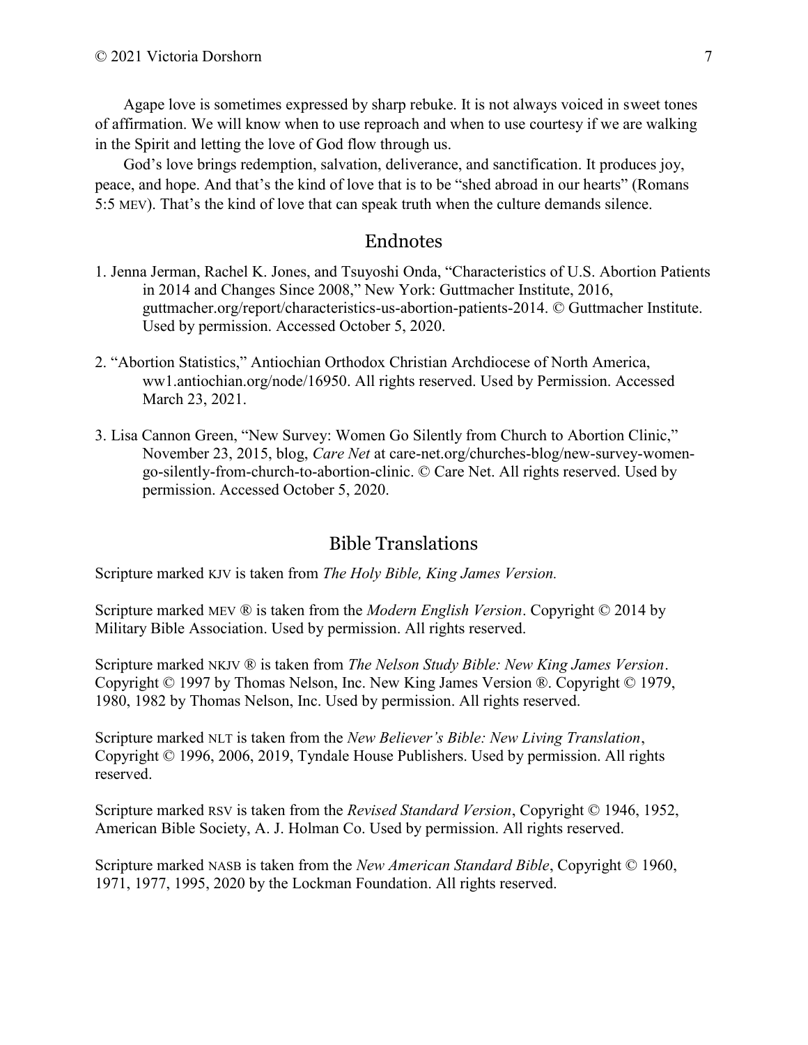Agape love is sometimes expressed by sharp rebuke. It is not always voiced in sweet tones of affirmation. We will know when to use reproach and when to use courtesy if we are walking in the Spirit and letting the love of God flow through us.

God's love brings redemption, salvation, deliverance, and sanctification. It produces joy, peace, and hope. And that's the kind of love that is to be "shed abroad in our hearts" (Romans 5:5 MEV). That's the kind of love that can speak truth when the culture demands silence.

## Endnotes

1. Jenna Jerman, Rachel K. Jones, and Tsuyoshi Onda, "Characteristics of U.S. Abortion Patients in 2014 and Changes Since 2008," New York: Guttmacher Institute, 2016, guttmacher.org/report/characteristics-us-abortion-patients-2014. © Guttmacher Institute. Used by permission. Accessed October 5, 2020.

2. "Abortion Statistics," Antiochian Orthodox Christian Archdiocese of North America, ww1.antiochian.org/node/16950. All rights reserved. Used by Permission. Accessed March 23, 2021.

3. Lisa Cannon Green, "New Survey: Women Go Silently from Church to Abortion Clinic," November 23, 2015, blog, *Care Net* at care-net.org/churches-blog/new-survey-women-go-silently-from-church-to-abortion-clinic. © Care Net. All rights reserved. Used by permission. Accessed October 5, 2020.

## Bible Translations

Scripture marked KJV is taken from *The Holy Bible, King James Version.*

Scripture marked MEV ® is taken from the *Modern English Version*. Copyright © 2014 by Military Bible Association. Used by permission. All rights reserved.

Scripture marked NKJV ® is taken from *The Nelson Study Bible: New King James Version*. Copyright © 1997 by Thomas Nelson, Inc. New King James Version ®. Copyright © 1979, 1980, 1982 by Thomas Nelson, Inc. Used by permission. All rights reserved.

Scripture marked NLT is taken from the *New Believer's Bible: New Living Translation*, Copyright © 1996, 2006, 2019, Tyndale House Publishers. Used by permission. All rights reserved.

Scripture marked RSV is taken from the *Revised Standard Version*, Copyright © 1946, 1952, American Bible Society, A. J. Holman Co. Used by permission. All rights reserved.

Scripture marked NASB is taken from the *New American Standard Bible*, Copyright © 1960, 1971, 1977, 1995, 2020 by the Lockman Foundation. All rights reserved.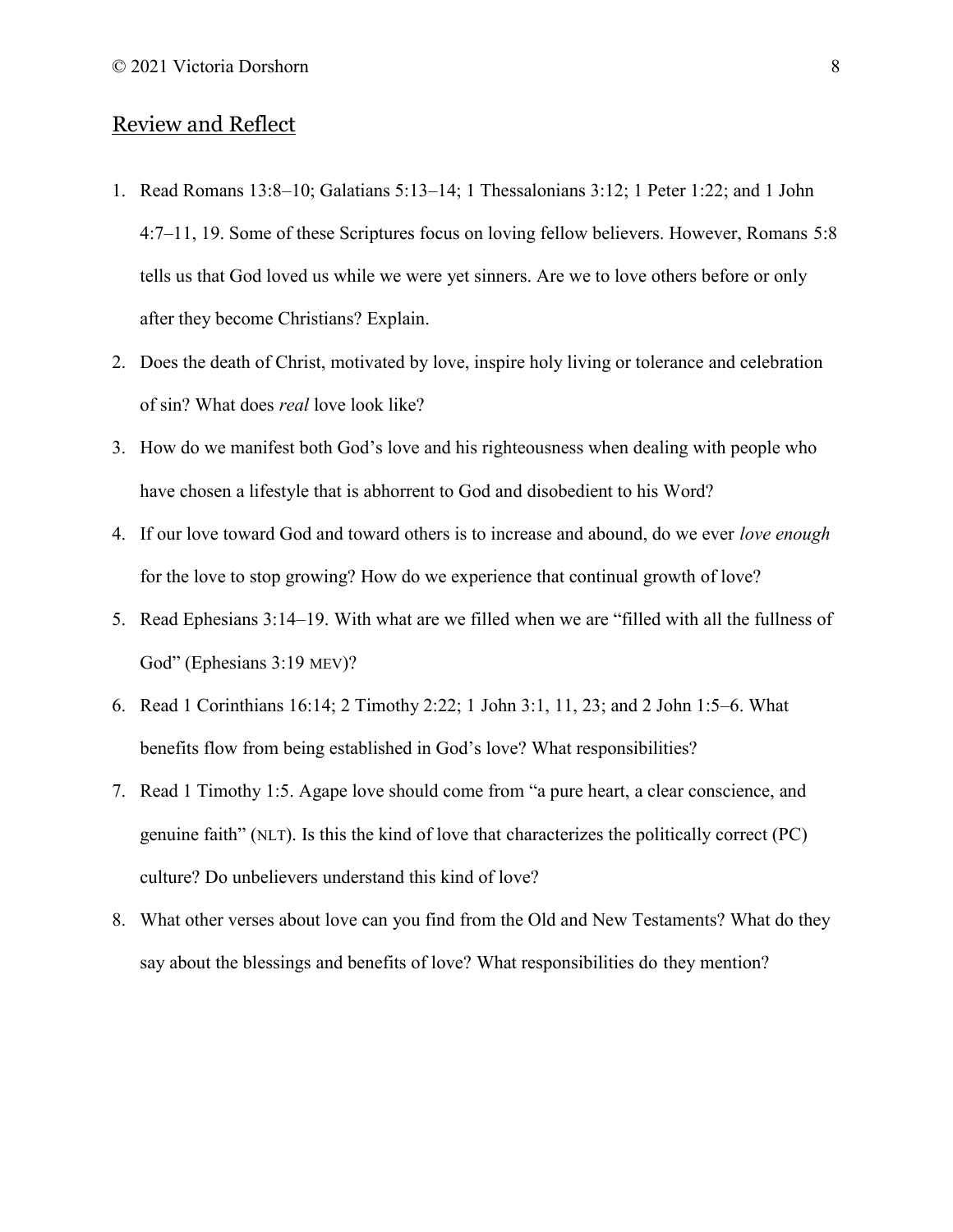## Review and Reflect

1. Read Romans 13:8–10; Galatians 5:13–14; 1 Thessalonians 3:12; 1 Peter 1:22; and 1 John 4:7–11, 19. Some of these Scriptures focus on loving fellow believers. However, Romans 5:8 tells us that God loved us while we were yet sinners. Are we to love others before or only after they become Christians? Explain.
2. Does the death of Christ, motivated by love, inspire holy living or tolerance and celebration of sin? What does *real* love look like?
3. How do we manifest both God's love and his righteousness when dealing with people who have chosen a lifestyle that is abhorrent to God and disobedient to his Word?
4. If our love toward God and toward others is to increase and abound, do we ever *love enough* for the love to stop growing? How do we experience that continual growth of love?
5. Read Ephesians 3:14–19. With what are we filled when we are "filled with all the fullness of God" (Ephesians 3:19 MEV)?
6. Read 1 Corinthians 16:14; 2 Timothy 2:22; 1 John 3:1, 11, 23; and 2 John 1:5–6. What benefits flow from being established in God's love? What responsibilities?
7. Read 1 Timothy 1:5. Agape love should come from "a pure heart, a clear conscience, and genuine faith" (NLT). Is this the kind of love that characterizes the politically correct (PC) culture? Do unbelievers understand this kind of love?
8. What other verses about love can you find from the Old and New Testaments? What do they say about the blessings and benefits of love? What responsibilities do they mention?